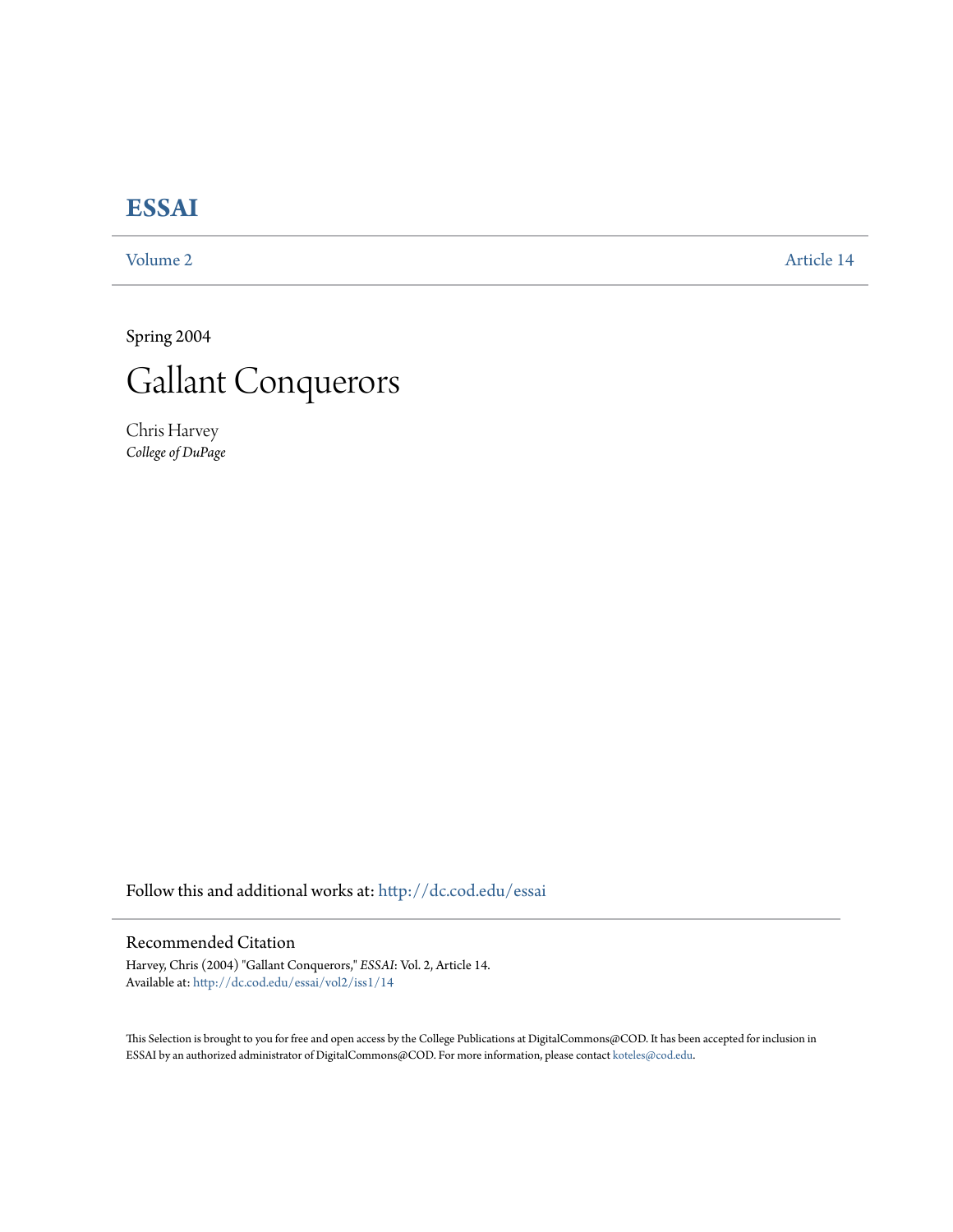# ESSAI

Volume 2 Article 14

Spring 2004

# Gallant Conquerors

Chris Harvey
*College of DuPage*

Follow this and additional works at: http://dc.cod.edu/essai

## Recommended Citation

Harvey, Chris (2004) "Gallant Conquerors," *ESSAI*: Vol. 2, Article 14.
Available at: http://dc.cod.edu/essai/vol2/iss1/14

This Selection is brought to you for free and open access by the College Publications at DigitalCommons@COD. It has been accepted for inclusion in ESSAI by an authorized administrator of DigitalCommons@COD. For more information, please contact koteles@cod.edu.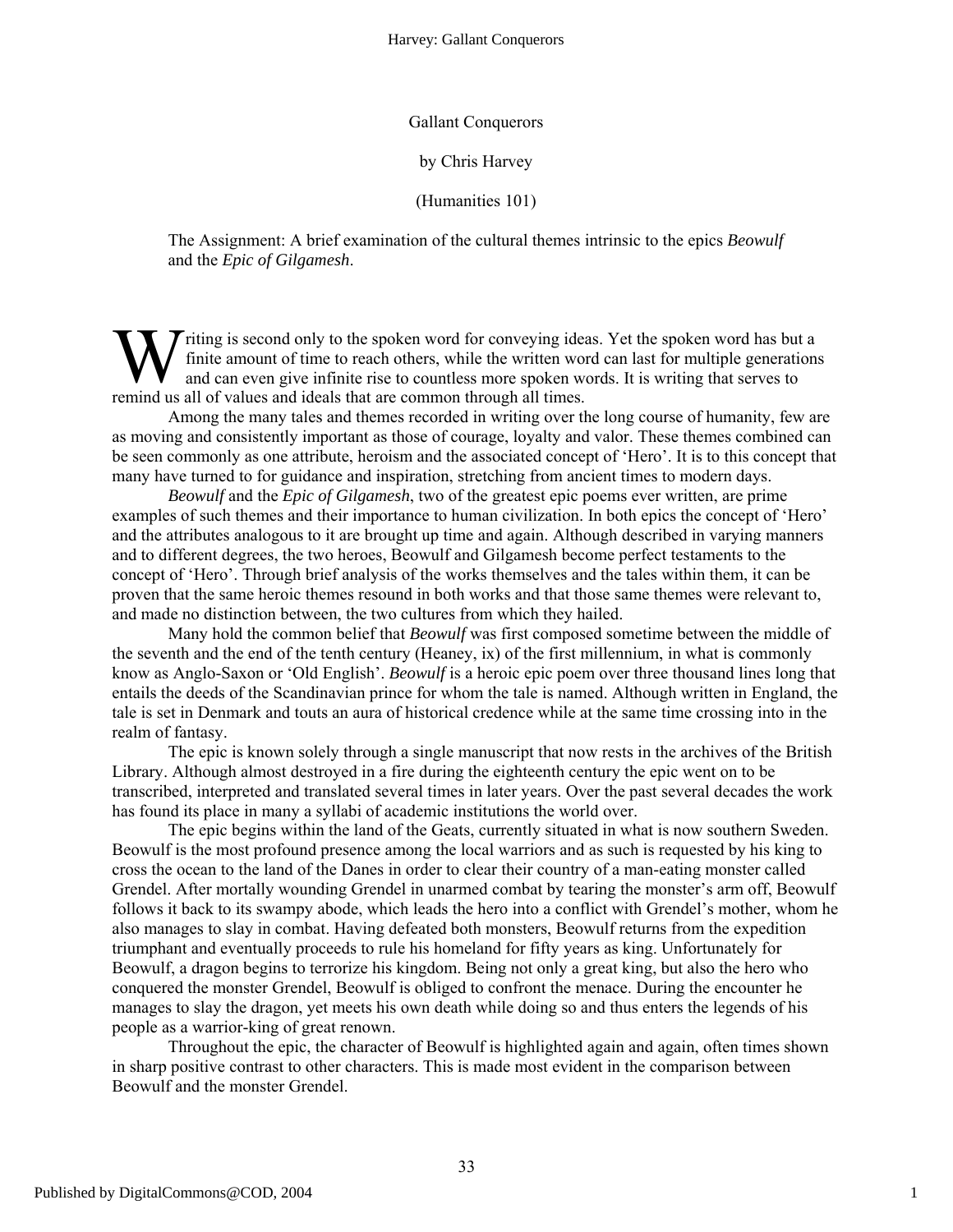Gallant Conquerors

by Chris Harvey

(Humanities 101)

The Assignment: A brief examination of the cultural themes intrinsic to the epics *Beowulf* and the *Epic of Gilgamesh*.

Writing is second only to the spoken word for conveying ideas. Yet the spoken word has but a finite amount of time to reach others, while the written word can last for multiple generations and can even give infinite rise to countless more spoken words. It is writing that serves to remind us all of values and ideals that are common through all times.

Among the many tales and themes recorded in writing over the long course of humanity, few are as moving and consistently important as those of courage, loyalty and valor. These themes combined can be seen commonly as one attribute, heroism and the associated concept of 'Hero'. It is to this concept that many have turned to for guidance and inspiration, stretching from ancient times to modern days.

*Beowulf* and the *Epic of Gilgamesh*, two of the greatest epic poems ever written, are prime examples of such themes and their importance to human civilization. In both epics the concept of 'Hero' and the attributes analogous to it are brought up time and again. Although described in varying manners and to different degrees, the two heroes, Beowulf and Gilgamesh become perfect testaments to the concept of 'Hero'. Through brief analysis of the works themselves and the tales within them, it can be proven that the same heroic themes resound in both works and that those same themes were relevant to, and made no distinction between, the two cultures from which they hailed.

Many hold the common belief that *Beowulf* was first composed sometime between the middle of the seventh and the end of the tenth century (Heaney, ix) of the first millennium, in what is commonly know as Anglo-Saxon or 'Old English'. *Beowulf* is a heroic epic poem over three thousand lines long that entails the deeds of the Scandinavian prince for whom the tale is named. Although written in England, the tale is set in Denmark and touts an aura of historical credence while at the same time crossing into in the realm of fantasy.

The epic is known solely through a single manuscript that now rests in the archives of the British Library. Although almost destroyed in a fire during the eighteenth century the epic went on to be transcribed, interpreted and translated several times in later years. Over the past several decades the work has found its place in many a syllabi of academic institutions the world over.

The epic begins within the land of the Geats, currently situated in what is now southern Sweden. Beowulf is the most profound presence among the local warriors and as such is requested by his king to cross the ocean to the land of the Danes in order to clear their country of a man-eating monster called Grendel. After mortally wounding Grendel in unarmed combat by tearing the monster's arm off, Beowulf follows it back to its swampy abode, which leads the hero into a conflict with Grendel's mother, whom he also manages to slay in combat. Having defeated both monsters, Beowulf returns from the expedition triumphant and eventually proceeds to rule his homeland for fifty years as king. Unfortunately for Beowulf, a dragon begins to terrorize his kingdom. Being not only a great king, but also the hero who conquered the monster Grendel, Beowulf is obliged to confront the menace. During the encounter he manages to slay the dragon, yet meets his own death while doing so and thus enters the legends of his people as a warrior-king of great renown.

Throughout the epic, the character of Beowulf is highlighted again and again, often times shown in sharp positive contrast to other characters. This is made most evident in the comparison between Beowulf and the monster Grendel.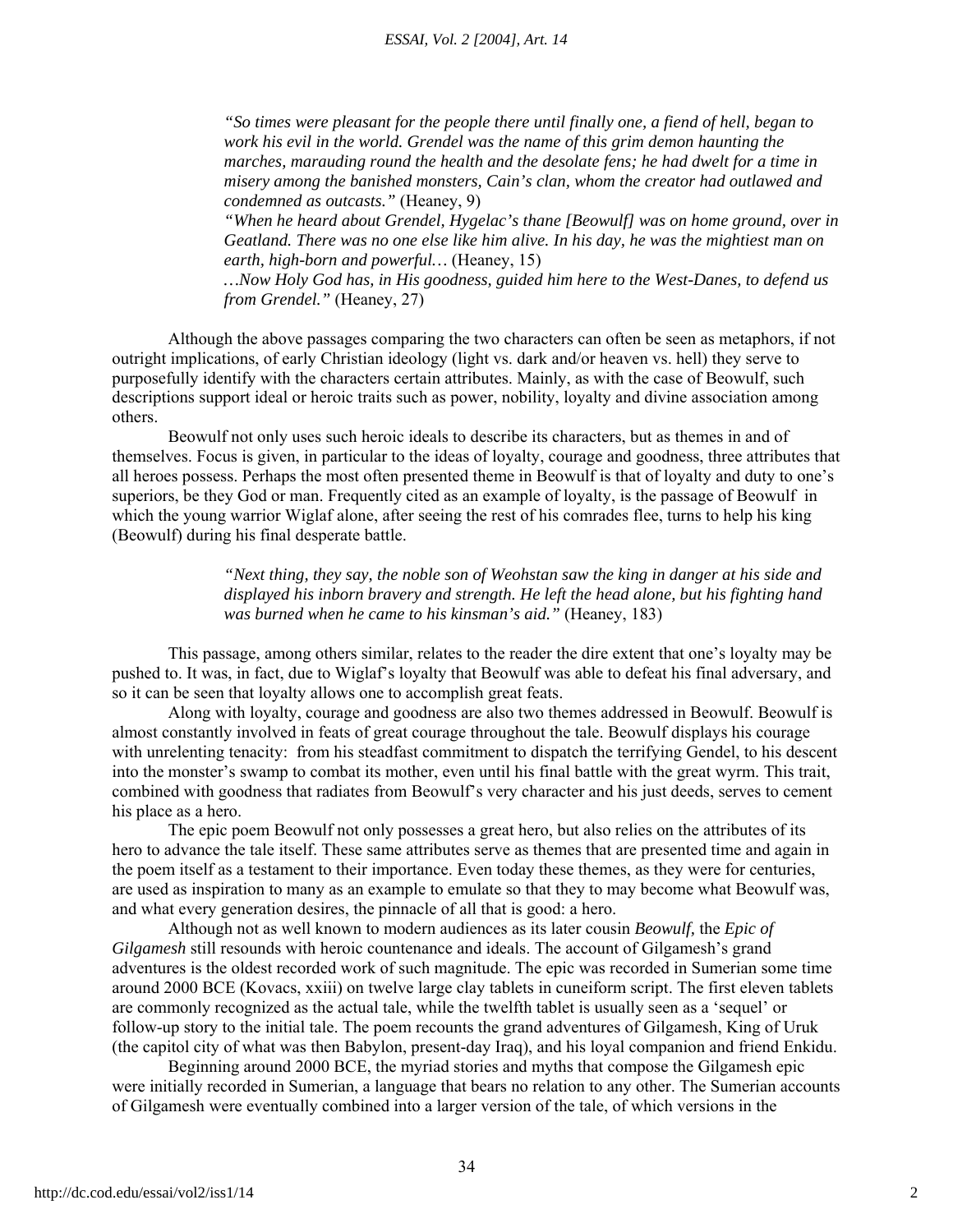> *"So times were pleasant for the people there until finally one, a fiend of hell, began to work his evil in the world. Grendel was the name of this grim demon haunting the marches, marauding round the health and the desolate fens; he had dwelt for a time in misery among the banished monsters, Cain's clan, whom the creator had outlawed and condemned as outcasts."* (Heaney, 9)
>
> *"When he heard about Grendel, Hygelac's thane [Beowulf] was on home ground, over in Geatland. There was no one else like him alive. In his day, he was the mightiest man on earth, high-born and powerful…* (Heaney, 15)
>
> *…Now Holy God has, in His goodness, guided him here to the West-Danes, to defend us from Grendel."* (Heaney, 27)

Although the above passages comparing the two characters can often be seen as metaphors, if not outright implications, of early Christian ideology (light vs. dark and/or heaven vs. hell) they serve to purposefully identify with the characters certain attributes. Mainly, as with the case of Beowulf, such descriptions support ideal or heroic traits such as power, nobility, loyalty and divine association among others.

Beowulf not only uses such heroic ideals to describe its characters, but as themes in and of themselves. Focus is given, in particular to the ideas of loyalty, courage and goodness, three attributes that all heroes possess. Perhaps the most often presented theme in Beowulf is that of loyalty and duty to one's superiors, be they God or man. Frequently cited as an example of loyalty, is the passage of Beowulf in which the young warrior Wiglaf alone, after seeing the rest of his comrades flee, turns to help his king (Beowulf) during his final desperate battle.

> *"Next thing, they say, the noble son of Weohstan saw the king in danger at his side and displayed his inborn bravery and strength. He left the head alone, but his fighting hand was burned when he came to his kinsman's aid."* (Heaney, 183)

This passage, among others similar, relates to the reader the dire extent that one's loyalty may be pushed to. It was, in fact, due to Wiglaf's loyalty that Beowulf was able to defeat his final adversary, and so it can be seen that loyalty allows one to accomplish great feats.

Along with loyalty, courage and goodness are also two themes addressed in Beowulf. Beowulf is almost constantly involved in feats of great courage throughout the tale. Beowulf displays his courage with unrelenting tenacity: from his steadfast commitment to dispatch the terrifying Gendel, to his descent into the monster's swamp to combat its mother, even until his final battle with the great wyrm. This trait, combined with goodness that radiates from Beowulf's very character and his just deeds, serves to cement his place as a hero.

The epic poem Beowulf not only possesses a great hero, but also relies on the attributes of its hero to advance the tale itself. These same attributes serve as themes that are presented time and again in the poem itself as a testament to their importance. Even today these themes, as they were for centuries, are used as inspiration to many as an example to emulate so that they to may become what Beowulf was, and what every generation desires, the pinnacle of all that is good: a hero.

Although not as well known to modern audiences as its later cousin *Beowulf,* the *Epic of Gilgamesh* still resounds with heroic countenance and ideals. The account of Gilgamesh's grand adventures is the oldest recorded work of such magnitude. The epic was recorded in Sumerian some time around 2000 BCE (Kovacs, xxiii) on twelve large clay tablets in cuneiform script. The first eleven tablets are commonly recognized as the actual tale, while the twelfth tablet is usually seen as a 'sequel' or follow-up story to the initial tale. The poem recounts the grand adventures of Gilgamesh, King of Uruk (the capitol city of what was then Babylon, present-day Iraq), and his loyal companion and friend Enkidu.

Beginning around 2000 BCE, the myriad stories and myths that compose the Gilgamesh epic were initially recorded in Sumerian, a language that bears no relation to any other. The Sumerian accounts of Gilgamesh were eventually combined into a larger version of the tale, of which versions in the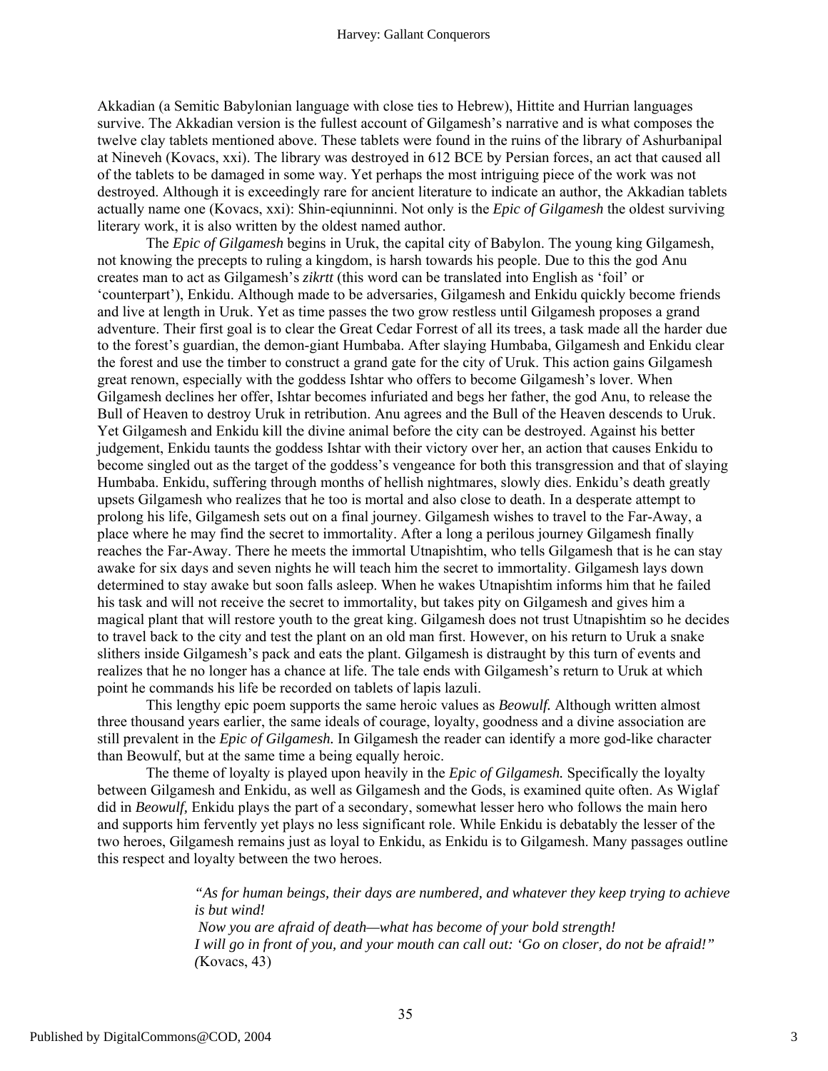Akkadian (a Semitic Babylonian language with close ties to Hebrew), Hittite and Hurrian languages survive. The Akkadian version is the fullest account of Gilgamesh's narrative and is what composes the twelve clay tablets mentioned above. These tablets were found in the ruins of the library of Ashurbanipal at Nineveh (Kovacs, xxi). The library was destroyed in 612 BCE by Persian forces, an act that caused all of the tablets to be damaged in some way. Yet perhaps the most intriguing piece of the work was not destroyed. Although it is exceedingly rare for ancient literature to indicate an author, the Akkadian tablets actually name one (Kovacs, xxi): Shin-eqiunninni. Not only is the *Epic of Gilgamesh* the oldest surviving literary work, it is also written by the oldest named author.

The *Epic of Gilgamesh* begins in Uruk, the capital city of Babylon. The young king Gilgamesh, not knowing the precepts to ruling a kingdom, is harsh towards his people. Due to this the god Anu creates man to act as Gilgamesh's *zikrtt* (this word can be translated into English as 'foil' or 'counterpart'), Enkidu. Although made to be adversaries, Gilgamesh and Enkidu quickly become friends and live at length in Uruk. Yet as time passes the two grow restless until Gilgamesh proposes a grand adventure. Their first goal is to clear the Great Cedar Forrest of all its trees, a task made all the harder due to the forest's guardian, the demon-giant Humbaba. After slaying Humbaba, Gilgamesh and Enkidu clear the forest and use the timber to construct a grand gate for the city of Uruk. This action gains Gilgamesh great renown, especially with the goddess Ishtar who offers to become Gilgamesh's lover. When Gilgamesh declines her offer, Ishtar becomes infuriated and begs her father, the god Anu, to release the Bull of Heaven to destroy Uruk in retribution. Anu agrees and the Bull of the Heaven descends to Uruk. Yet Gilgamesh and Enkidu kill the divine animal before the city can be destroyed. Against his better judgement, Enkidu taunts the goddess Ishtar with their victory over her, an action that causes Enkidu to become singled out as the target of the goddess's vengeance for both this transgression and that of slaying Humbaba. Enkidu, suffering through months of hellish nightmares, slowly dies. Enkidu's death greatly upsets Gilgamesh who realizes that he too is mortal and also close to death. In a desperate attempt to prolong his life, Gilgamesh sets out on a final journey. Gilgamesh wishes to travel to the Far-Away, a place where he may find the secret to immortality. After a long a perilous journey Gilgamesh finally reaches the Far-Away. There he meets the immortal Utnapishtim, who tells Gilgamesh that is he can stay awake for six days and seven nights he will teach him the secret to immortality. Gilgamesh lays down determined to stay awake but soon falls asleep. When he wakes Utnapishtim informs him that he failed his task and will not receive the secret to immortality, but takes pity on Gilgamesh and gives him a magical plant that will restore youth to the great king. Gilgamesh does not trust Utnapishtim so he decides to travel back to the city and test the plant on an old man first. However, on his return to Uruk a snake slithers inside Gilgamesh's pack and eats the plant. Gilgamesh is distraught by this turn of events and realizes that he no longer has a chance at life. The tale ends with Gilgamesh's return to Uruk at which point he commands his life be recorded on tablets of lapis lazuli.

This lengthy epic poem supports the same heroic values as *Beowulf.* Although written almost three thousand years earlier, the same ideals of courage, loyalty, goodness and a divine association are still prevalent in the *Epic of Gilgamesh.* In Gilgamesh the reader can identify a more god-like character than Beowulf, but at the same time a being equally heroic.

The theme of loyalty is played upon heavily in the *Epic of Gilgamesh.* Specifically the loyalty between Gilgamesh and Enkidu, as well as Gilgamesh and the Gods, is examined quite often. As Wiglaf did in *Beowulf,* Enkidu plays the part of a secondary, somewhat lesser hero who follows the main hero and supports him fervently yet plays no less significant role. While Enkidu is debatably the lesser of the two heroes, Gilgamesh remains just as loyal to Enkidu, as Enkidu is to Gilgamesh. Many passages outline this respect and loyalty between the two heroes.

> *"As for human beings, their days are numbered, and whatever they keep trying to achieve is but wind!*
> *Now you are afraid of death—what has become of your bold strength!*
> *I will go in front of you, and your mouth can call out: 'Go on closer, do not be afraid!"*
> *(*Kovacs, 43)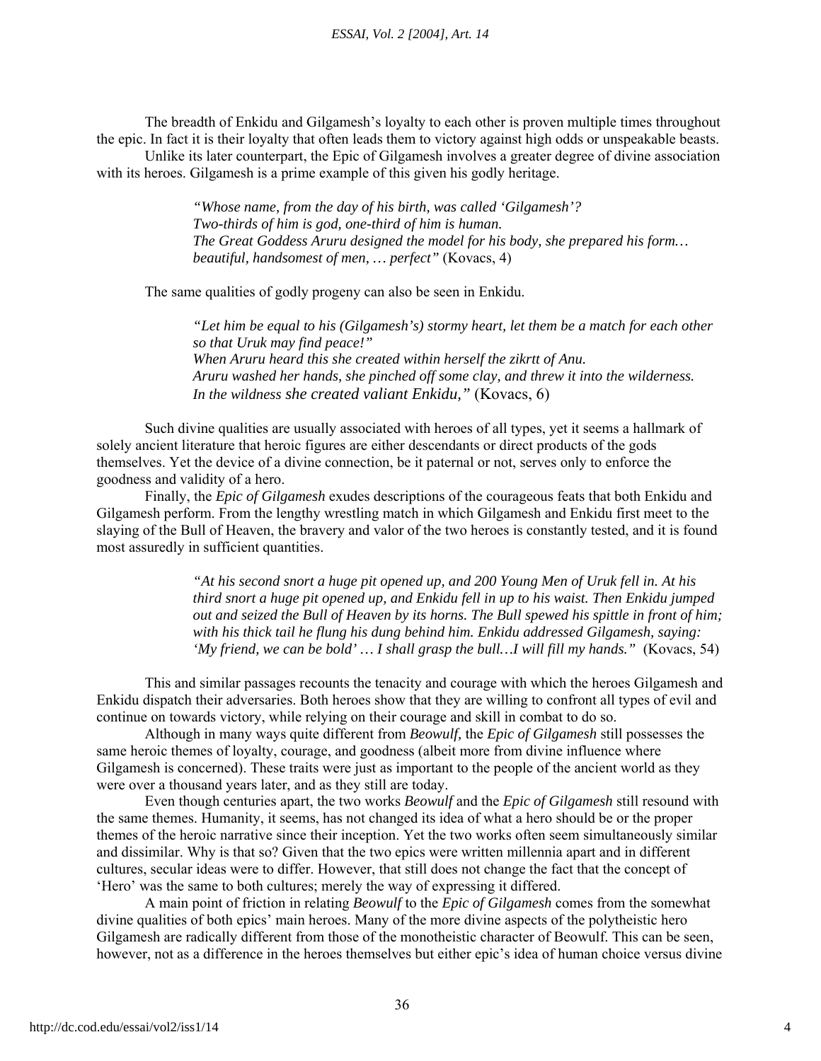The breadth of Enkidu and Gilgamesh's loyalty to each other is proven multiple times throughout the epic. In fact it is their loyalty that often leads them to victory against high odds or unspeakable beasts.

Unlike its later counterpart, the Epic of Gilgamesh involves a greater degree of divine association with its heroes. Gilgamesh is a prime example of this given his godly heritage.

> *"Whose name, from the day of his birth, was called 'Gilgamesh'?*
> *Two-thirds of him is god, one-third of him is human.*
> *The Great Goddess Aruru designed the model for his body, she prepared his form… beautiful, handsomest of men, … perfect"* (Kovacs, 4)

The same qualities of godly progeny can also be seen in Enkidu.

> *"Let him be equal to his (Gilgamesh's) stormy heart, let them be a match for each other so that Uruk may find peace!"*
> *When Aruru heard this she created within herself the zikrtt of Anu.*
> *Aruru washed her hands, she pinched off some clay, and threw it into the wilderness.*
> *In the wildness she created valiant Enkidu,"* (Kovacs, 6)

Such divine qualities are usually associated with heroes of all types, yet it seems a hallmark of solely ancient literature that heroic figures are either descendants or direct products of the gods themselves. Yet the device of a divine connection, be it paternal or not, serves only to enforce the goodness and validity of a hero.

Finally, the *Epic of Gilgamesh* exudes descriptions of the courageous feats that both Enkidu and Gilgamesh perform. From the lengthy wrestling match in which Gilgamesh and Enkidu first meet to the slaying of the Bull of Heaven, the bravery and valor of the two heroes is constantly tested, and it is found most assuredly in sufficient quantities.

> *"At his second snort a huge pit opened up, and 200 Young Men of Uruk fell in. At his third snort a huge pit opened up, and Enkidu fell in up to his waist. Then Enkidu jumped out and seized the Bull of Heaven by its horns. The Bull spewed his spittle in front of him; with his thick tail he flung his dung behind him. Enkidu addressed Gilgamesh, saying: 'My friend, we can be bold' … I shall grasp the bull…I will fill my hands."* (Kovacs, 54)

This and similar passages recounts the tenacity and courage with which the heroes Gilgamesh and Enkidu dispatch their adversaries. Both heroes show that they are willing to confront all types of evil and continue on towards victory, while relying on their courage and skill in combat to do so.

Although in many ways quite different from *Beowulf,* the *Epic of Gilgamesh* still possesses the same heroic themes of loyalty, courage, and goodness (albeit more from divine influence where Gilgamesh is concerned). These traits were just as important to the people of the ancient world as they were over a thousand years later, and as they still are today.

Even though centuries apart, the two works *Beowulf* and the *Epic of Gilgamesh* still resound with the same themes. Humanity, it seems, has not changed its idea of what a hero should be or the proper themes of the heroic narrative since their inception. Yet the two works often seem simultaneously similar and dissimilar. Why is that so? Given that the two epics were written millennia apart and in different cultures, secular ideas were to differ. However, that still does not change the fact that the concept of 'Hero' was the same to both cultures; merely the way of expressing it differed.

A main point of friction in relating *Beowulf* to the *Epic of Gilgamesh* comes from the somewhat divine qualities of both epics' main heroes. Many of the more divine aspects of the polytheistic hero Gilgamesh are radically different from those of the monotheistic character of Beowulf. This can be seen, however, not as a difference in the heroes themselves but either epic's idea of human choice versus divine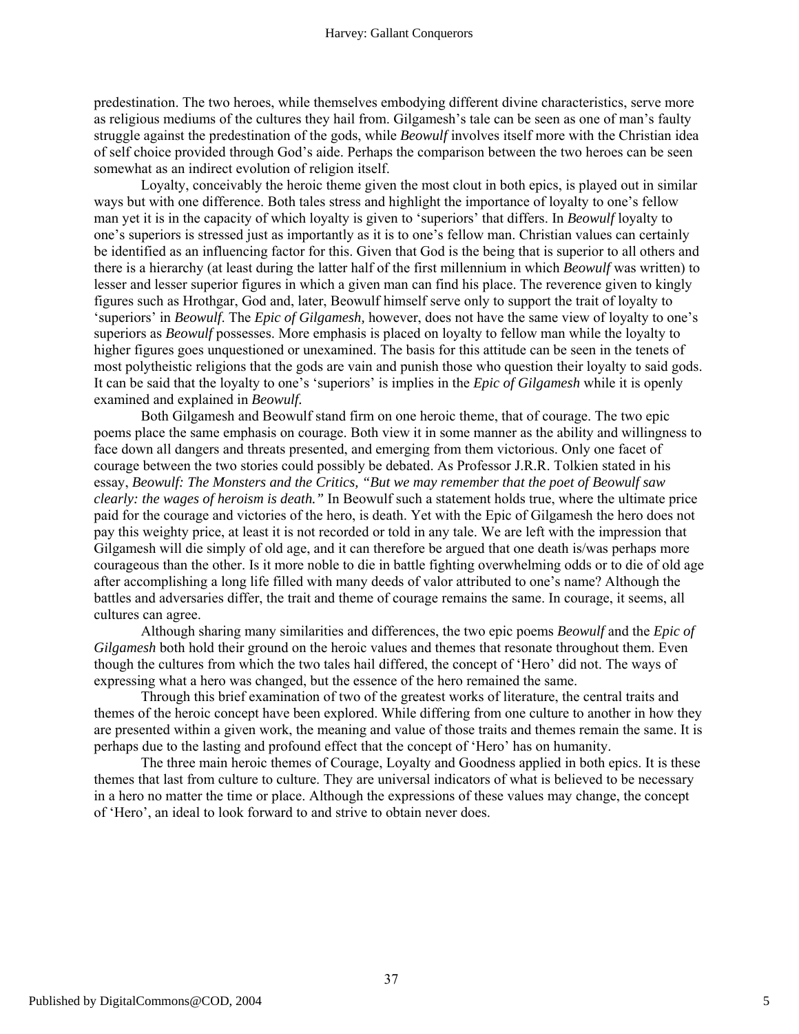predestination. The two heroes, while themselves embodying different divine characteristics, serve more as religious mediums of the cultures they hail from. Gilgamesh's tale can be seen as one of man's faulty struggle against the predestination of the gods, while *Beowulf* involves itself more with the Christian idea of self choice provided through God's aide. Perhaps the comparison between the two heroes can be seen somewhat as an indirect evolution of religion itself.

Loyalty, conceivably the heroic theme given the most clout in both epics, is played out in similar ways but with one difference. Both tales stress and highlight the importance of loyalty to one's fellow man yet it is in the capacity of which loyalty is given to 'superiors' that differs. In *Beowulf* loyalty to one's superiors is stressed just as importantly as it is to one's fellow man. Christian values can certainly be identified as an influencing factor for this. Given that God is the being that is superior to all others and there is a hierarchy (at least during the latter half of the first millennium in which *Beowulf* was written) to lesser and lesser superior figures in which a given man can find his place. The reverence given to kingly figures such as Hrothgar, God and, later, Beowulf himself serve only to support the trait of loyalty to 'superiors' in *Beowulf.* The *Epic of Gilgamesh,* however, does not have the same view of loyalty to one's superiors as *Beowulf* possesses. More emphasis is placed on loyalty to fellow man while the loyalty to higher figures goes unquestioned or unexamined. The basis for this attitude can be seen in the tenets of most polytheistic religions that the gods are vain and punish those who question their loyalty to said gods. It can be said that the loyalty to one's 'superiors' is implies in the *Epic of Gilgamesh* while it is openly examined and explained in *Beowulf.*

Both Gilgamesh and Beowulf stand firm on one heroic theme, that of courage. The two epic poems place the same emphasis on courage. Both view it in some manner as the ability and willingness to face down all dangers and threats presented, and emerging from them victorious. Only one facet of courage between the two stories could possibly be debated. As Professor J.R.R. Tolkien stated in his essay, *Beowulf: The Monsters and the Critics, "But we may remember that the poet of Beowulf saw clearly: the wages of heroism is death."* In Beowulf such a statement holds true, where the ultimate price paid for the courage and victories of the hero, is death. Yet with the Epic of Gilgamesh the hero does not pay this weighty price, at least it is not recorded or told in any tale. We are left with the impression that Gilgamesh will die simply of old age, and it can therefore be argued that one death is/was perhaps more courageous than the other. Is it more noble to die in battle fighting overwhelming odds or to die of old age after accomplishing a long life filled with many deeds of valor attributed to one's name? Although the battles and adversaries differ, the trait and theme of courage remains the same. In courage, it seems, all cultures can agree.

Although sharing many similarities and differences, the two epic poems *Beowulf* and the *Epic of Gilgamesh* both hold their ground on the heroic values and themes that resonate throughout them. Even though the cultures from which the two tales hail differed, the concept of 'Hero' did not. The ways of expressing what a hero was changed, but the essence of the hero remained the same.

Through this brief examination of two of the greatest works of literature, the central traits and themes of the heroic concept have been explored. While differing from one culture to another in how they are presented within a given work, the meaning and value of those traits and themes remain the same. It is perhaps due to the lasting and profound effect that the concept of 'Hero' has on humanity.

The three main heroic themes of Courage, Loyalty and Goodness applied in both epics. It is these themes that last from culture to culture. They are universal indicators of what is believed to be necessary in a hero no matter the time or place. Although the expressions of these values may change, the concept of 'Hero', an ideal to look forward to and strive to obtain never does.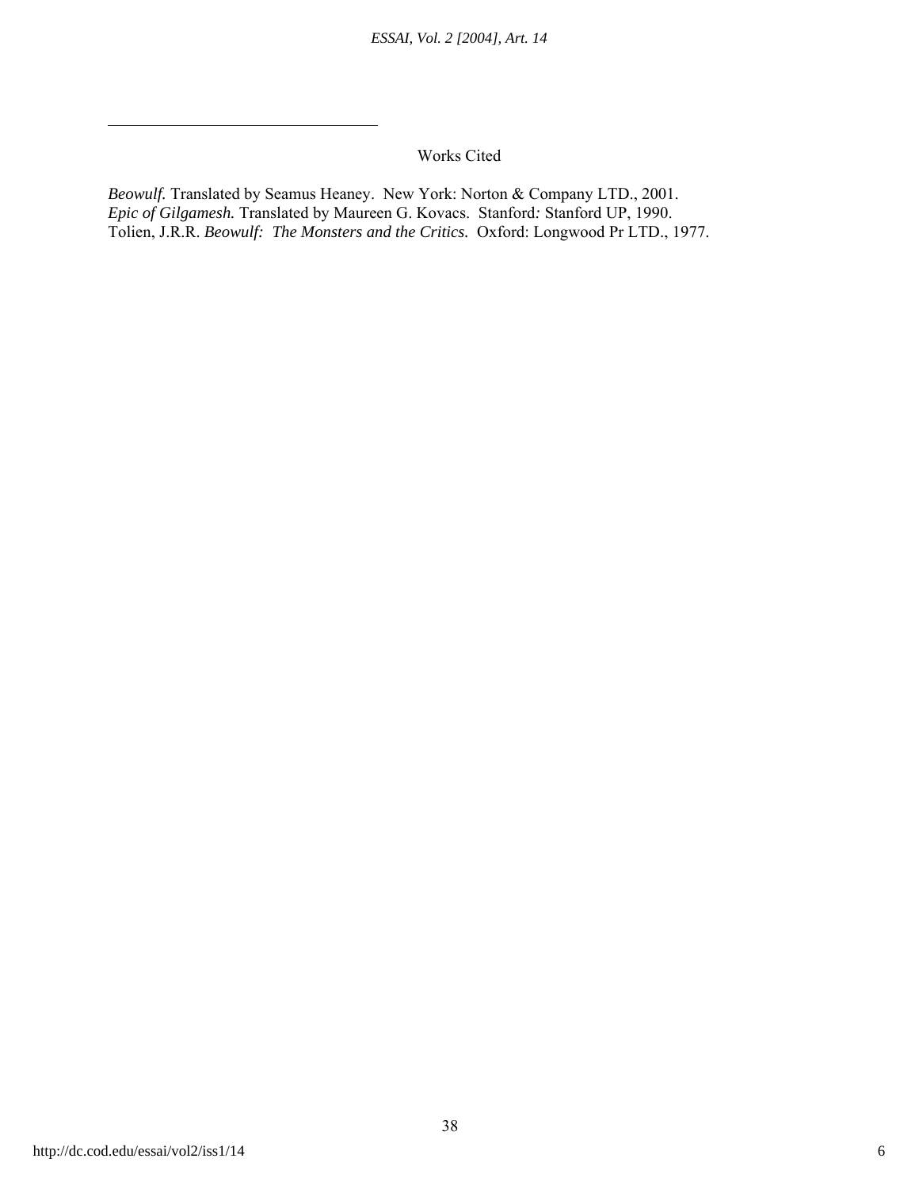## Works Cited

*Beowulf.* Translated by Seamus Heaney. New York: Norton & Company LTD., 2001.

*Epic of Gilgamesh.* Translated by Maureen G. Kovacs. Stanford*:* Stanford UP, 1990.

Tolien, J.R.R. *Beowulf: The Monsters and the Critics.* Oxford: Longwood Pr LTD., 1977.